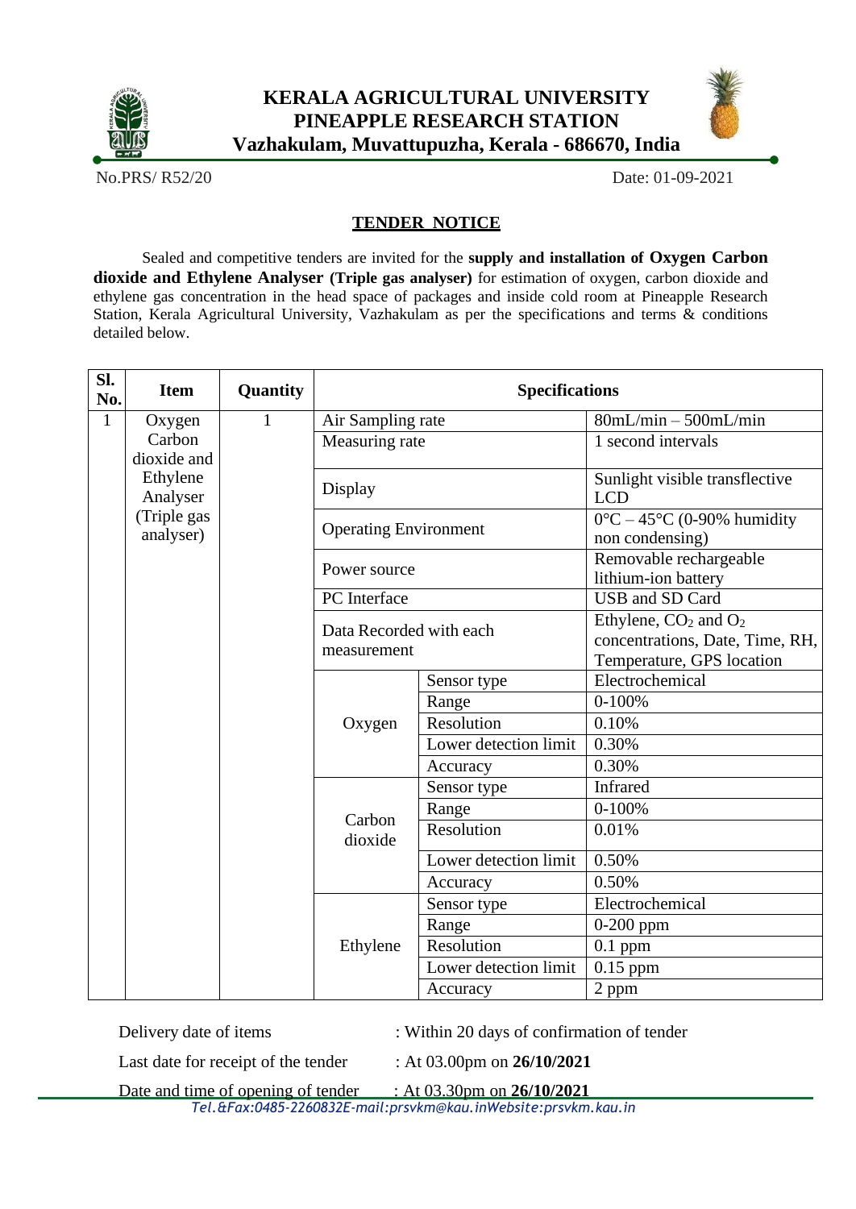# KERALA AGRICULTURAL UNIVERSITY
## PINEAPPLE RESEARCH STATION
### Vazhakulam, Muvattupuzha, Kerala - 686670, India

No.PRS/ R52/20

Date: 01-09-2021

## TENDER NOTICE

Sealed and competitive tenders are invited for the **supply and installation of Oxygen Carbon dioxide and Ethylene Analyser (Triple gas analyser)** for estimation of oxygen, carbon dioxide and ethylene gas concentration in the head space of packages and inside cold room at Pineapple Research Station, Kerala Agricultural University, Vazhakulam as per the specifications and terms & conditions detailed below.

| Sl. No. | Item | Quantity | Specifications | | |
|---|---|---|---|---|---|
| 1 | Oxygen Carbon dioxide and Ethylene Analyser (Triple gas analyser) | 1 | Air Sampling rate | | 80mL/min – 500mL/min |
| | | | Measuring rate | | 1 second intervals |
| | | | Display | | Sunlight visible transflective LCD |
| | | | Operating Environment | | 0°C – 45°C (0-90% humidity non condensing) |
| | | | Power source | | Removable rechargeable lithium-ion battery |
| | | | PC Interface | | USB and SD Card |
| | | | Data Recorded with each measurement | | Ethylene, $CO_2$ and $O_2$ concentrations, Date, Time, RH, Temperature, GPS location |
| | | | Oxygen | Sensor type | Electrochemical |
| | | | | Range | 0-100% |
| | | | | Resolution | 0.10% |
| | | | | Lower detection limit | 0.30% |
| | | | | Accuracy | 0.30% |
| | | | Carbon dioxide | Sensor type | Infrared |
| | | | | Range | 0-100% |
| | | | | Resolution | 0.01% |
| | | | | Lower detection limit | 0.50% |
| | | | | Accuracy | 0.50% |
| | | | Ethylene | Sensor type | Electrochemical |
| | | | | Range | 0-200 ppm |
| | | | | Resolution | 0.1 ppm |
| | | | | Lower detection limit | 0.15 ppm |
| | | | | Accuracy | 2 ppm |

Delivery date of items : Within 20 days of confirmation of tender

Last date for receipt of the tender : At 03.00pm on **26/10/2021**

Date and time of opening of tender : At 03.30pm on **26/10/2021**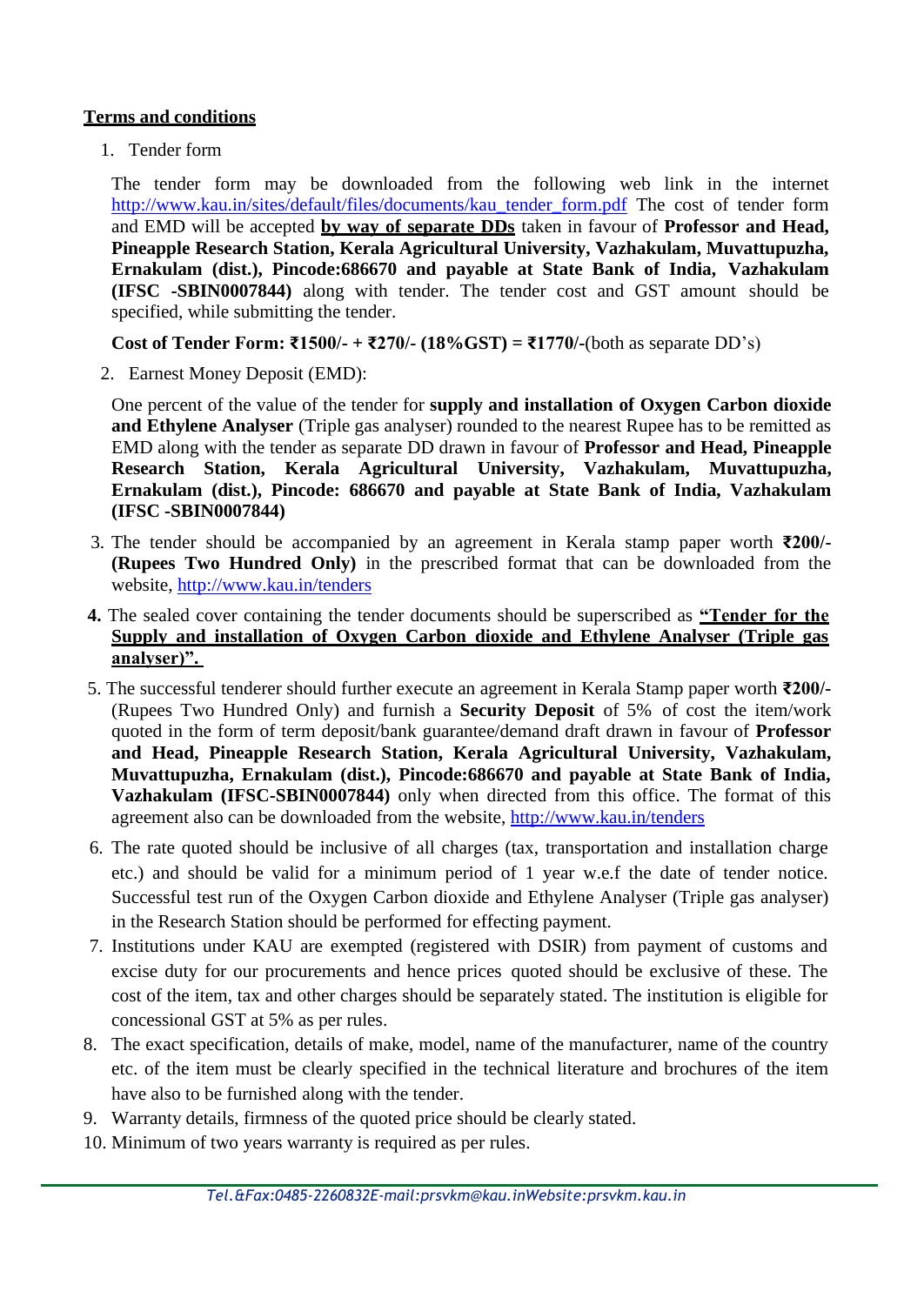**<u>Terms and conditions</u>**

1. Tender form

   The tender form may be downloaded from the following web link in the internet http://www.kau.in/sites/default/files/documents/kau_tender_form.pdf The cost of tender form and EMD will be accepted **<u>by way of separate DDs</u>** taken in favour of **Professor and Head, Pineapple Research Station, Kerala Agricultural University, Vazhakulam, Muvattupuzha, Ernakulam (dist.), Pincode:686670 and payable at State Bank of India, Vazhakulam (IFSC -SBIN0007844)** along with tender. The tender cost and GST amount should be specified, while submitting the tender.

   **Cost of Tender Form: ₹1500/- + ₹270/- (18%GST) = ₹1770/-**(both as separate DD's)

2. Earnest Money Deposit (EMD):

   One percent of the value of the tender for **supply and installation of Oxygen Carbon dioxide and Ethylene Analyser** (Triple gas analyser) rounded to the nearest Rupee has to be remitted as EMD along with the tender as separate DD drawn in favour of **Professor and Head, Pineapple Research Station, Kerala Agricultural University, Vazhakulam, Muvattupuzha, Ernakulam (dist.), Pincode: 686670 and payable at State Bank of India, Vazhakulam (IFSC -SBIN0007844)**

3. The tender should be accompanied by an agreement in Kerala stamp paper worth **₹200/- (Rupees Two Hundred Only)** in the prescribed format that can be downloaded from the website, http://www.kau.in/tenders

4. The sealed cover containing the tender documents should be superscribed as **<u>"Tender for the Supply and installation of Oxygen Carbon dioxide and Ethylene Analyser (Triple gas analyser)".</u>**

5. The successful tenderer should further execute an agreement in Kerala Stamp paper worth **₹200/-** (Rupees Two Hundred Only) and furnish a **Security Deposit** of 5% of cost the item/work quoted in the form of term deposit/bank guarantee/demand draft drawn in favour of **Professor and Head, Pineapple Research Station, Kerala Agricultural University, Vazhakulam, Muvattupuzha, Ernakulam (dist.), Pincode:686670 and payable at State Bank of India, Vazhakulam (IFSC-SBIN0007844)** only when directed from this office. The format of this agreement also can be downloaded from the website, http://www.kau.in/tenders

6. The rate quoted should be inclusive of all charges (tax, transportation and installation charge etc.) and should be valid for a minimum period of 1 year w.e.f the date of tender notice. Successful test run of the Oxygen Carbon dioxide and Ethylene Analyser (Triple gas analyser) in the Research Station should be performed for effecting payment.

7. Institutions under KAU are exempted (registered with DSIR) from payment of customs and excise duty for our procurements and hence prices quoted should be exclusive of these. The cost of the item, tax and other charges should be separately stated. The institution is eligible for concessional GST at 5% as per rules.

8. The exact specification, details of make, model, name of the manufacturer, name of the country etc. of the item must be clearly specified in the technical literature and brochures of the item have also to be furnished along with the tender.

9. Warranty details, firmness of the quoted price should be clearly stated.

10. Minimum of two years warranty is required as per rules.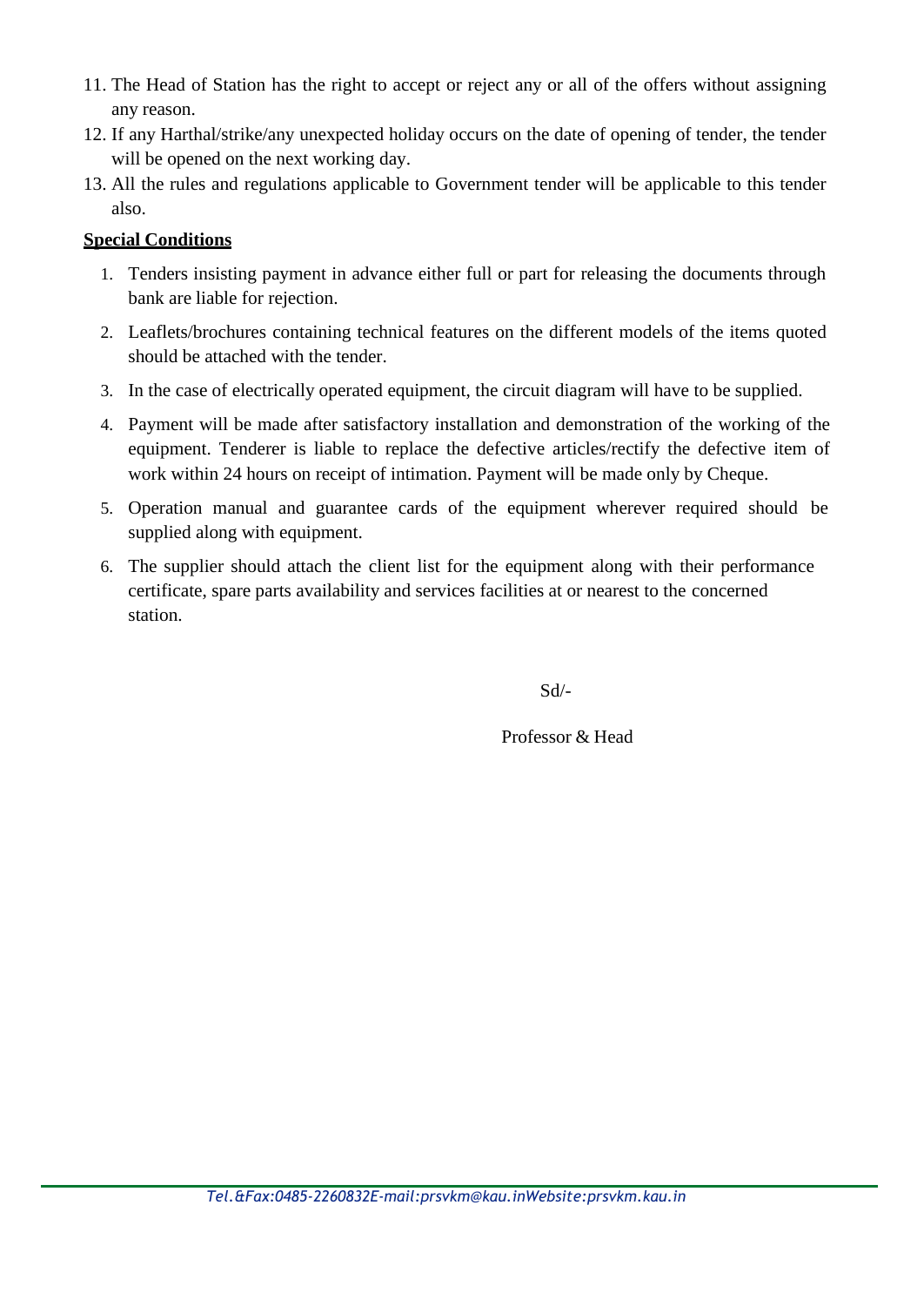11. The Head of Station has the right to accept or reject any or all of the offers without assigning any reason.
12. If any Harthal/strike/any unexpected holiday occurs on the date of opening of tender, the tender will be opened on the next working day.
13. All the rules and regulations applicable to Government tender will be applicable to this tender also.

**Special Conditions**

1. Tenders insisting payment in advance either full or part for releasing the documents through bank are liable for rejection.
2. Leaflets/brochures containing technical features on the different models of the items quoted should be attached with the tender.
3. In the case of electrically operated equipment, the circuit diagram will have to be supplied.
4. Payment will be made after satisfactory installation and demonstration of the working of the equipment. Tenderer is liable to replace the defective articles/rectify the defective item of work within 24 hours on receipt of intimation. Payment will be made only by Cheque.
5. Operation manual and guarantee cards of the equipment wherever required should be supplied along with equipment.
6. The supplier should attach the client list for the equipment along with their performance certificate, spare parts availability and services facilities at or nearest to the concerned station.

Sd/-

Professor & Head